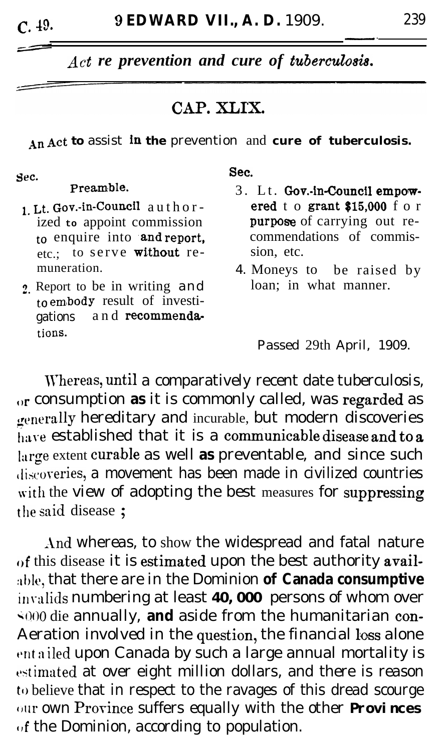*Act re prevention and cure of tuberculosis.*

## CAP. XLIX.

### An Act to assist in the prevention and cure of tuberculosis.

Sec.

Preamble.

1. Lt. Gov.-in-Council authorized to appoint commission to enquire into and report, etc.; to serve without remuneration.
2. Report to be in writing and to embody result of investigations and recommendations.
3. Lt. Gov.-in-Council empowered to grant $15,000 for purpose of carrying out recommendations of commission, etc.
4. Moneys to be raised by loan; in what manner.

Passed 29th April, 1909.

Whereas, until a comparatively recent date tuberculosis, or consumption as it is commonly called, was regarded as generally hereditary and incurable, but modern discoveries have established that it is a communicable disease and to a large extent curable as well as preventable, and since such discoveries, a movement has been made in civilized countries with the view of adopting the best measures for suppressing the said disease;

And whereas, to show the widespread and fatal nature of this disease it is estimated upon the best authority available, that there are in the Dominion of Canada consumptive invalids numbering at least 40,000 persons of whom over 8000 die annually, and aside from the humanitarian consideration involved in the question, the financial loss alone entailed upon Canada by such a large annual mortality is estimated at over eight million dollars, and there is reason to believe that in respect to the ravages of this dread scourge our own Province suffers equally with the other Provinces of the Dominion, according to population.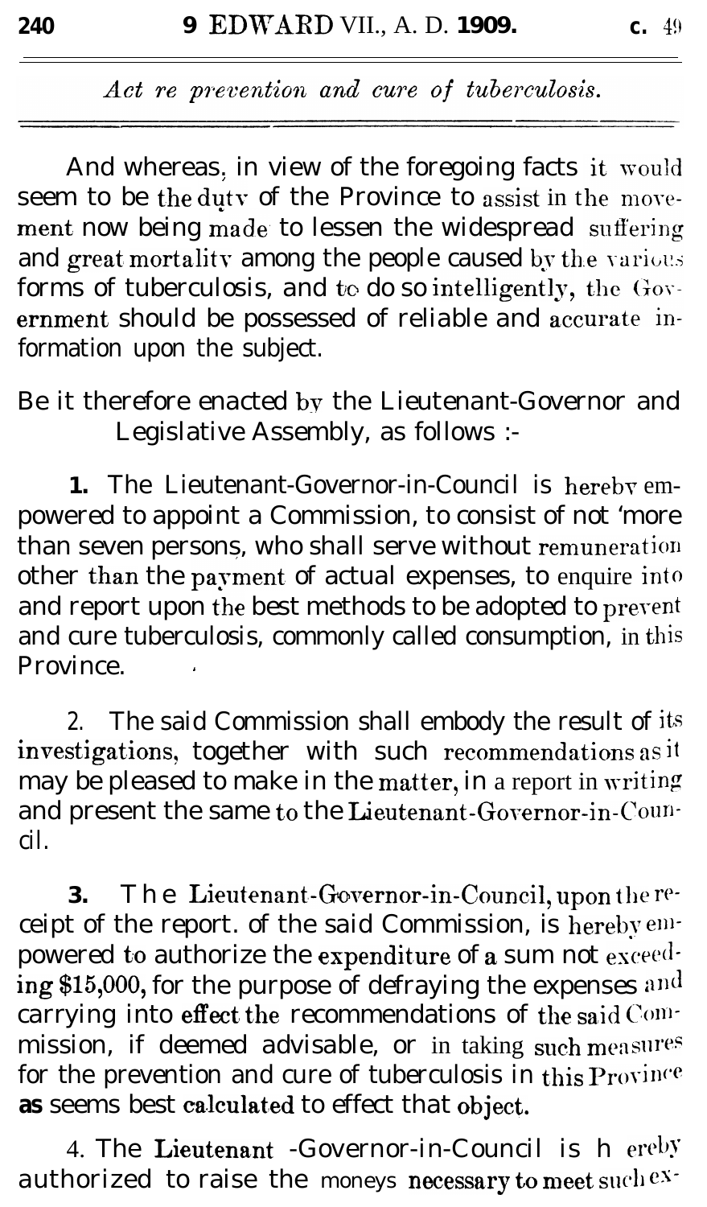And whereas, in view of the foregoing facts it would seem to be the duty of the Province to assist in the movement now being made to lessen the widespread suffering and great mortality among the people caused by the various forms of tuberculosis, and to do so intelligently, the Government should be possessed of reliable and accurate information upon the subject.

Be it therefore enacted by the Lieutenant-Governor and Legislative Assembly, as follows :-

**1.** The Lieutenant-Governor-in-Council is hereby empowered to appoint a Commission, to consist of not more than seven persons, who shall serve without remuneration other than the payment of actual expenses, to enquire into and report upon the best methods to be adopted to prevent and cure tuberculosis, commonly called consumption, in this Province.

2. The said Commission shall embody the result of its investigations, together with such recommendations as it may be pleased to make in the matter, in a report in writing and present the same to the Lieutenant-Governor-in-Council.

**3.** The Lieutenant-Governor-in-Council, upon the receipt of the report. of the said Commission, is hereby empowered to authorize the expenditure of a sum not exceeding $15,000, for the purpose of defraying the expenses and carrying into effect the recommendations of the said Commission, if deemed advisable, or in taking such measures for the prevention and cure of tuberculosis in this Province as seems best calculated to effect that object.

4. The Lieutenant -Governor-in-Council is hereby authorized to raise the moneys necessary to meet such ex-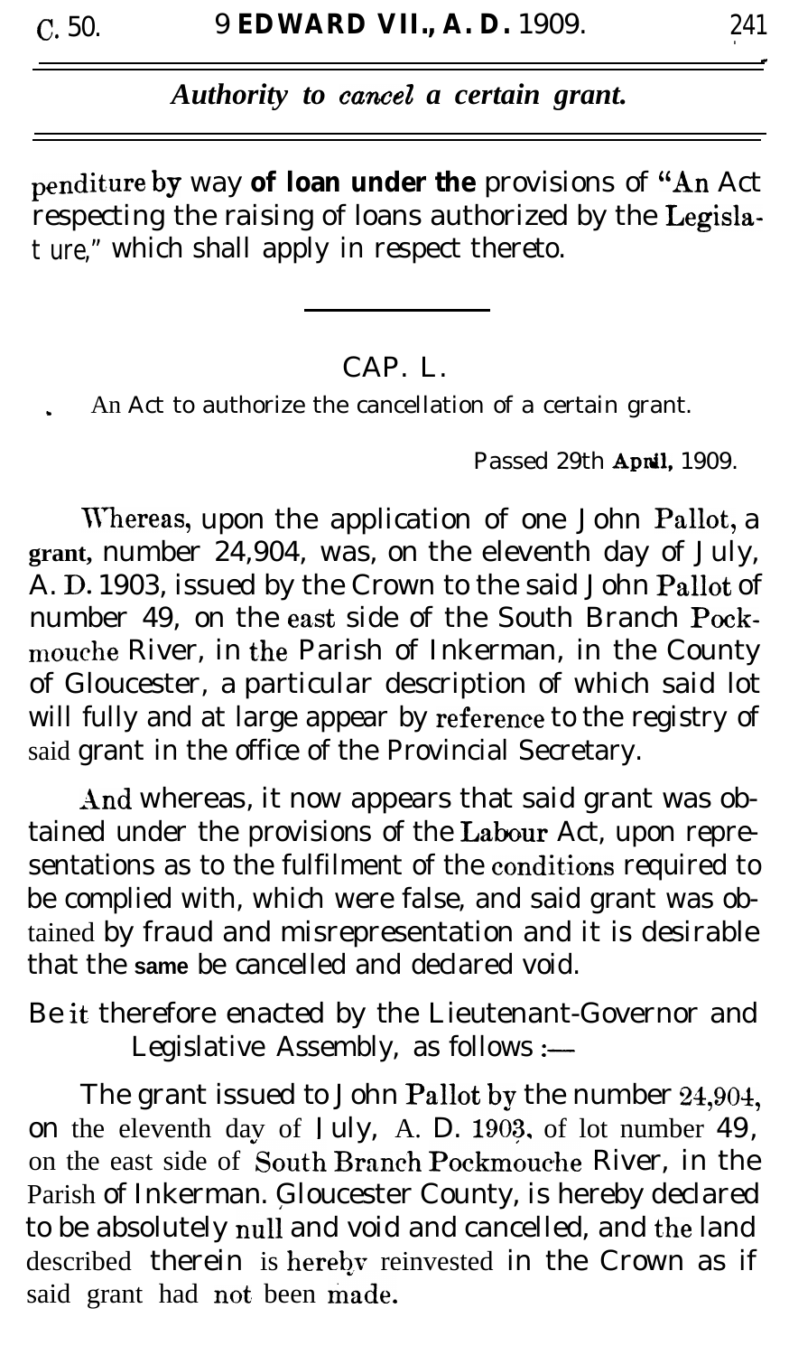penditure by way of loan under the provisions of "An Act respecting the raising of loans authorized by the Legislature," which shall apply in respect thereto.

---

## CAP. L.

An Act to authorize the cancellation of a certain grant.

Passed 29th April, 1909.

Whereas, upon the application of one John Pallot, a grant, number 24,904, was, on the eleventh day of July, A. D. 1903, issued by the Crown to the said John Pallot of number 49, on the east side of the South Branch Pockmouche River, in the Parish of Inkerman, in the County of Gloucester, a particular description of which said lot will fully and at large appear by reference to the registry of said grant in the office of the Provincial Secretary.

And whereas, it now appears that said grant was obtained under the provisions of the Labour Act, upon representations as to the fulfilment of the conditions required to be complied with, which were false, and said grant was obtained by fraud and misrepresentation and it is desirable that the same be cancelled and declared void.

Be it therefore enacted by the Lieutenant-Governor and Legislative Assembly, as follows :—

The grant issued to John Pallot by the number 24,904, on the eleventh day of July, A. D. 1903, of lot number 49, on the east side of South Branch Pockmouche River, in the Parish of Inkerman. Gloucester County, is hereby declared to be absolutely null and void and cancelled, and the land described therein is hereby reinvested in the Crown as if said grant had not been made.